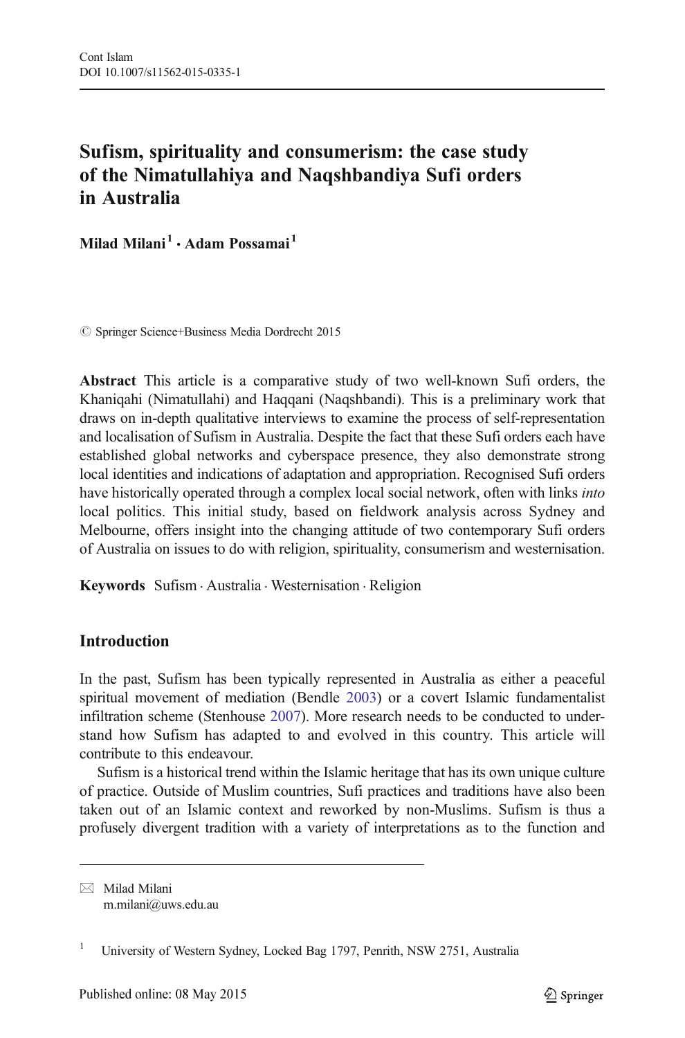# Sufism, spirituality and consumerism: the case study of the Nimatullahiya and Naqshbandiya Sufi orders in Australia

**Milad Milani**[1] · **Adam Possamai**[1]

© Springer Science+Business Media Dordrecht 2015

**Abstract** This article is a comparative study of two well-known Sufi orders, the Khaniqahi (Nimatullahi) and Haqqani (Naqshbandi). This is a preliminary work that draws on in-depth qualitative interviews to examine the process of self-representation and localisation of Sufism in Australia. Despite the fact that these Sufi orders each have established global networks and cyberspace presence, they also demonstrate strong local identities and indications of adaptation and appropriation. Recognised Sufi orders have historically operated through a complex local social network, often with links *into* local politics. This initial study, based on fieldwork analysis across Sydney and Melbourne, offers insight into the changing attitude of two contemporary Sufi orders of Australia on issues to do with religion, spirituality, consumerism and westernisation.

**Keywords** Sufism · Australia · Westernisation · Religion

## Introduction

In the past, Sufism has been typically represented in Australia as either a peaceful spiritual movement of mediation (Bendle 2003) or a covert Islamic fundamentalist infiltration scheme (Stenhouse 2007). More research needs to be conducted to understand how Sufism has adapted to and evolved in this country. This article will contribute to this endeavour.

Sufism is a historical trend within the Islamic heritage that has its own unique culture of practice. Outside of Muslim countries, Sufi practices and traditions have also been taken out of an Islamic context and reworked by non-Muslims. Sufism is thus a profusely divergent tradition with a variety of interpretations as to the function and

---

✉ Milad Milani
m.milani@uws.edu.au

[1] University of Western Sydney, Locked Bag 1797, Penrith, NSW 2751, Australia

Published online: 08 May 2015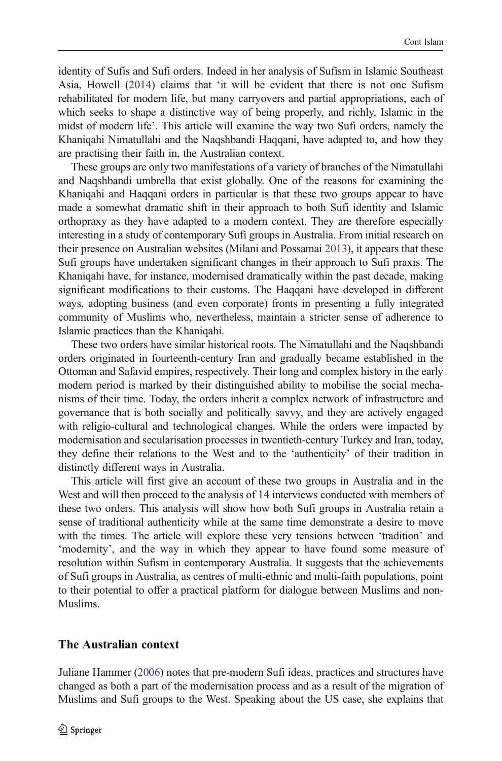identity of Sufis and Sufi orders. Indeed in her analysis of Sufism in Islamic Southeast Asia, Howell (2014) claims that 'it will be evident that there is not one Sufism rehabilitated for modern life, but many carryovers and partial appropriations, each of which seeks to shape a distinctive way of being properly, and richly, Islamic in the midst of modern life'. This article will examine the way two Sufi orders, namely the Khaniqahi Nimatullahi and the Naqshbandi Haqqani, have adapted to, and how they are practising their faith in, the Australian context.

These groups are only two manifestations of a variety of branches of the Nimatullahi and Naqshbandi umbrella that exist globally. One of the reasons for examining the Khaniqahi and Haqqani orders in particular is that these two groups appear to have made a somewhat dramatic shift in their approach to both Sufi identity and Islamic orthopraxy as they have adapted to a modern context. They are therefore especially interesting in a study of contemporary Sufi groups in Australia. From initial research on their presence on Australian websites (Milani and Possamai 2013), it appears that these Sufi groups have undertaken significant changes in their approach to Sufi praxis. The Khaniqahi have, for instance, modernised dramatically within the past decade, making significant modifications to their customs. The Haqqani have developed in different ways, adopting business (and even corporate) fronts in presenting a fully integrated community of Muslims who, nevertheless, maintain a stricter sense of adherence to Islamic practices than the Khaniqahi.

These two orders have similar historical roots. The Nimatullahi and the Naqshbandi orders originated in fourteenth-century Iran and gradually became established in the Ottoman and Safavid empires, respectively. Their long and complex history in the early modern period is marked by their distinguished ability to mobilise the social mechanisms of their time. Today, the orders inherit a complex network of infrastructure and governance that is both socially and politically savvy, and they are actively engaged with religio-cultural and technological changes. While the orders were impacted by modernisation and secularisation processes in twentieth-century Turkey and Iran, today, they define their relations to the West and to the 'authenticity' of their tradition in distinctly different ways in Australia.

This article will first give an account of these two groups in Australia and in the West and will then proceed to the analysis of 14 interviews conducted with members of these two orders. This analysis will show how both Sufi groups in Australia retain a sense of traditional authenticity while at the same time demonstrate a desire to move with the times. The article will explore these very tensions between 'tradition' and 'modernity', and the way in which they appear to have found some measure of resolution within Sufism in contemporary Australia. It suggests that the achievements of Sufi groups in Australia, as centres of multi-ethnic and multi-faith populations, point to their potential to offer a practical platform for dialogue between Muslims and non-Muslims.

## The Australian context

Juliane Hammer (2006) notes that pre-modern Sufi ideas, practices and structures have changed as both a part of the modernisation process and as a result of the migration of Muslims and Sufi groups to the West. Speaking about the US case, she explains that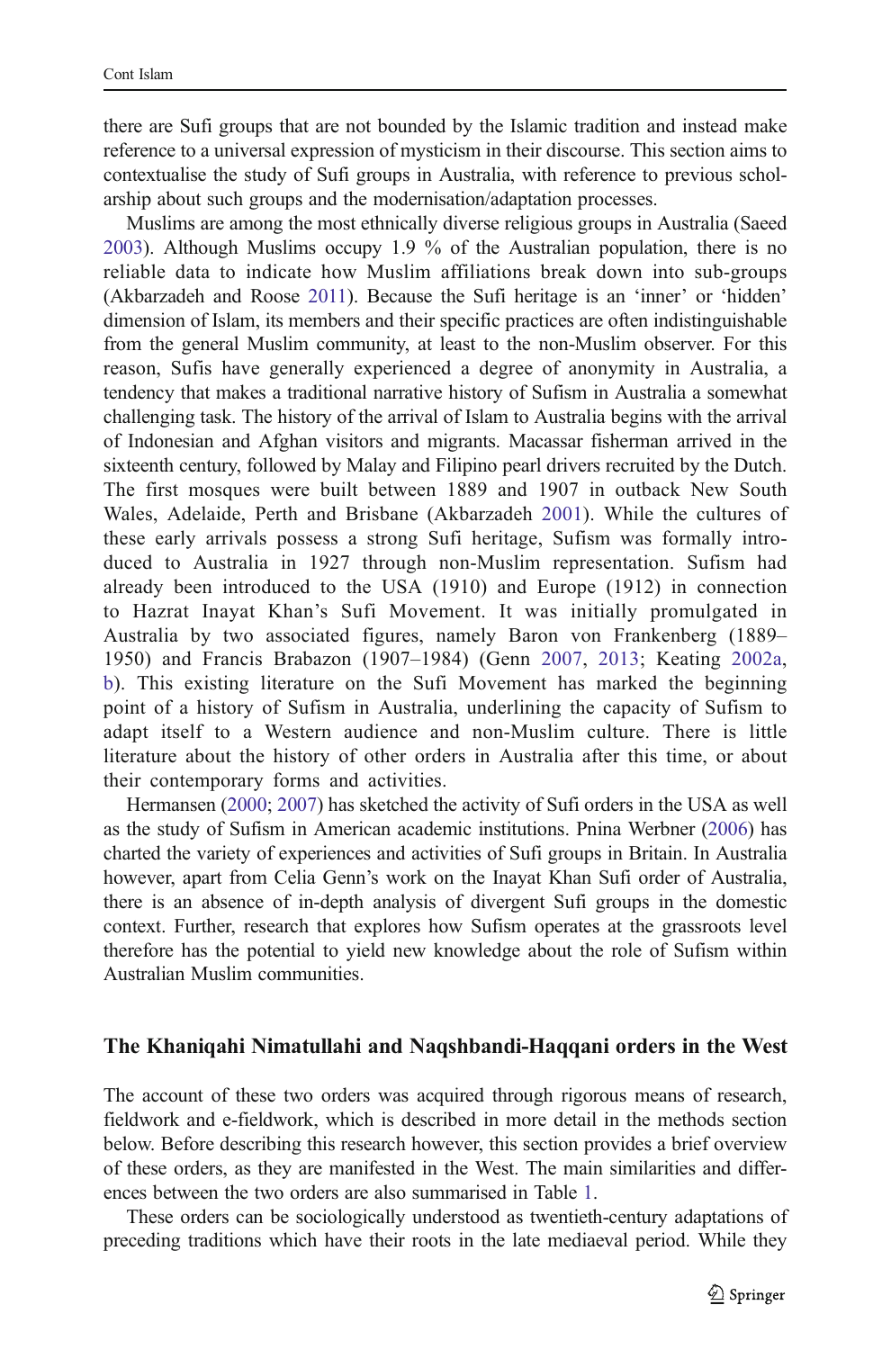there are Sufi groups that are not bounded by the Islamic tradition and instead make reference to a universal expression of mysticism in their discourse. This section aims to contextualise the study of Sufi groups in Australia, with reference to previous scholarship about such groups and the modernisation/adaptation processes.

Muslims are among the most ethnically diverse religious groups in Australia (Saeed 2003). Although Muslims occupy 1.9 % of the Australian population, there is no reliable data to indicate how Muslim affiliations break down into sub-groups (Akbarzadeh and Roose 2011). Because the Sufi heritage is an 'inner' or 'hidden' dimension of Islam, its members and their specific practices are often indistinguishable from the general Muslim community, at least to the non-Muslim observer. For this reason, Sufis have generally experienced a degree of anonymity in Australia, a tendency that makes a traditional narrative history of Sufism in Australia a somewhat challenging task. The history of the arrival of Islam to Australia begins with the arrival of Indonesian and Afghan visitors and migrants. Macassar fisherman arrived in the sixteenth century, followed by Malay and Filipino pearl drivers recruited by the Dutch. The first mosques were built between 1889 and 1907 in outback New South Wales, Adelaide, Perth and Brisbane (Akbarzadeh 2001). While the cultures of these early arrivals possess a strong Sufi heritage, Sufism was formally introduced to Australia in 1927 through non-Muslim representation. Sufism had already been introduced to the USA (1910) and Europe (1912) in connection to Hazrat Inayat Khan's Sufi Movement. It was initially promulgated in Australia by two associated figures, namely Baron von Frankenberg (1889–1950) and Francis Brabazon (1907–1984) (Genn 2007, 2013; Keating 2002a, b). This existing literature on the Sufi Movement has marked the beginning point of a history of Sufism in Australia, underlining the capacity of Sufism to adapt itself to a Western audience and non-Muslim culture. There is little literature about the history of other orders in Australia after this time, or about their contemporary forms and activities.

Hermansen (2000; 2007) has sketched the activity of Sufi orders in the USA as well as the study of Sufism in American academic institutions. Pnina Werbner (2006) has charted the variety of experiences and activities of Sufi groups in Britain. In Australia however, apart from Celia Genn's work on the Inayat Khan Sufi order of Australia, there is an absence of in-depth analysis of divergent Sufi groups in the domestic context. Further, research that explores how Sufism operates at the grassroots level therefore has the potential to yield new knowledge about the role of Sufism within Australian Muslim communities.

## The Khaniqahi Nimatullahi and Naqshbandi-Haqqani orders in the West

The account of these two orders was acquired through rigorous means of research, fieldwork and e-fieldwork, which is described in more detail in the methods section below. Before describing this research however, this section provides a brief overview of these orders, as they are manifested in the West. The main similarities and differences between the two orders are also summarised in Table 1.

These orders can be sociologically understood as twentieth-century adaptations of preceding traditions which have their roots in the late mediaeval period. While they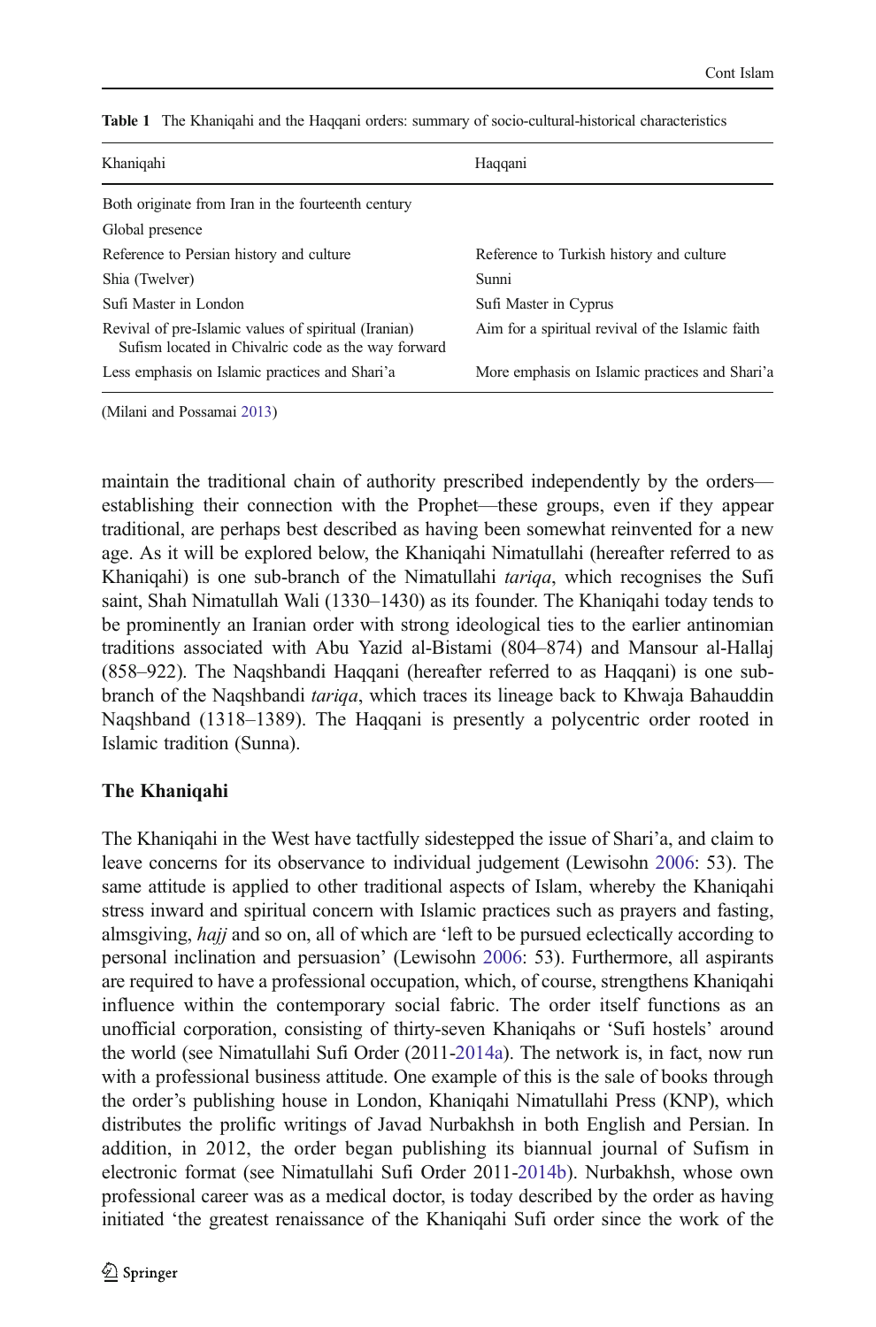Table 1 The Khaniqahi and the Haqqani orders: summary of socio-cultural-historical characteristics

| Khaniqahi | Haqqani |
|---|---|
| Both originate from Iran in the fourteenth century | |
| Global presence | |
| Reference to Persian history and culture | Reference to Turkish history and culture |
| Shia (Twelver) | Sunni |
| Sufi Master in London | Sufi Master in Cyprus |
| Revival of pre-Islamic values of spiritual (Iranian) Sufism located in Chivalric code as the way forward | Aim for a spiritual revival of the Islamic faith |
| Less emphasis on Islamic practices and Shari'a | More emphasis on Islamic practices and Shari'a |

(Milani and Possamai 2013)

maintain the traditional chain of authority prescribed independently by the orders—establishing their connection with the Prophet—these groups, even if they appear traditional, are perhaps best described as having been somewhat reinvented for a new age. As it will be explored below, the Khaniqahi Nimatullahi (hereafter referred to as Khaniqahi) is one sub-branch of the Nimatullahi *tariqa*, which recognises the Sufi saint, Shah Nimatullah Wali (1330–1430) as its founder. The Khaniqahi today tends to be prominently an Iranian order with strong ideological ties to the earlier antinomian traditions associated with Abu Yazid al-Bistami (804–874) and Mansour al-Hallaj (858–922). The Naqshbandi Haqqani (hereafter referred to as Haqqani) is one sub-branch of the Naqshbandi *tariqa*, which traces its lineage back to Khwaja Bahauddin Naqshband (1318–1389). The Haqqani is presently a polycentric order rooted in Islamic tradition (Sunna).

## The Khaniqahi

The Khaniqahi in the West have tactfully sidestepped the issue of Shari'a, and claim to leave concerns for its observance to individual judgement (Lewisohn 2006: 53). The same attitude is applied to other traditional aspects of Islam, whereby the Khaniqahi stress inward and spiritual concern with Islamic practices such as prayers and fasting, almsgiving, *hajj* and so on, all of which are 'left to be pursued eclectically according to personal inclination and persuasion' (Lewisohn 2006: 53). Furthermore, all aspirants are required to have a professional occupation, which, of course, strengthens Khaniqahi influence within the contemporary social fabric. The order itself functions as an unofficial corporation, consisting of thirty-seven Khaniqahs or 'Sufi hostels' around the world (see Nimatullahi Sufi Order (2011-2014a). The network is, in fact, now run with a professional business attitude. One example of this is the sale of books through the order's publishing house in London, Khaniqahi Nimatullahi Press (KNP), which distributes the prolific writings of Javad Nurbakhsh in both English and Persian. In addition, in 2012, the order began publishing its biannual journal of Sufism in electronic format (see Nimatullahi Sufi Order 2011-2014b). Nurbakhsh, whose own professional career was as a medical doctor, is today described by the order as having initiated 'the greatest renaissance of the Khaniqahi Sufi order since the work of the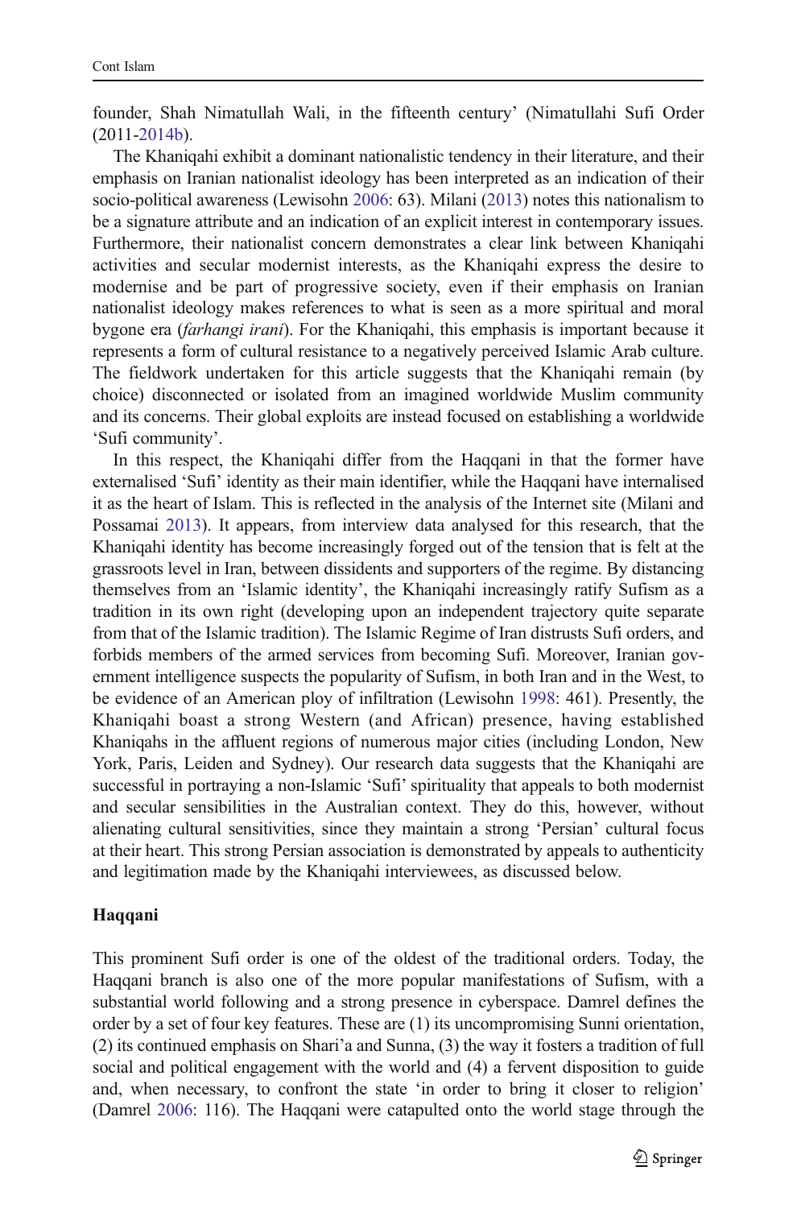founder, Shah Nimatullah Wali, in the fifteenth century' (Nimatullahi Sufi Order (2011-2014b).

The Khaniqahi exhibit a dominant nationalistic tendency in their literature, and their emphasis on Iranian nationalist ideology has been interpreted as an indication of their socio-political awareness (Lewisohn 2006: 63). Milani (2013) notes this nationalism to be a signature attribute and an indication of an explicit interest in contemporary issues. Furthermore, their nationalist concern demonstrates a clear link between Khaniqahi activities and secular modernist interests, as the Khaniqahi express the desire to modernise and be part of progressive society, even if their emphasis on Iranian nationalist ideology makes references to what is seen as a more spiritual and moral bygone era (*farhangi irani*). For the Khaniqahi, this emphasis is important because it represents a form of cultural resistance to a negatively perceived Islamic Arab culture. The fieldwork undertaken for this article suggests that the Khaniqahi remain (by choice) disconnected or isolated from an imagined worldwide Muslim community and its concerns. Their global exploits are instead focused on establishing a worldwide 'Sufi community'.

In this respect, the Khaniqahi differ from the Haqqani in that the former have externalised 'Sufi' identity as their main identifier, while the Haqqani have internalised it as the heart of Islam. This is reflected in the analysis of the Internet site (Milani and Possamai 2013). It appears, from interview data analysed for this research, that the Khaniqahi identity has become increasingly forged out of the tension that is felt at the grassroots level in Iran, between dissidents and supporters of the regime. By distancing themselves from an 'Islamic identity', the Khaniqahi increasingly ratify Sufism as a tradition in its own right (developing upon an independent trajectory quite separate from that of the Islamic tradition). The Islamic Regime of Iran distrusts Sufi orders, and forbids members of the armed services from becoming Sufi. Moreover, Iranian government intelligence suspects the popularity of Sufism, in both Iran and in the West, to be evidence of an American ploy of infiltration (Lewisohn 1998: 461). Presently, the Khaniqahi boast a strong Western (and African) presence, having established Khaniqahs in the affluent regions of numerous major cities (including London, New York, Paris, Leiden and Sydney). Our research data suggests that the Khaniqahi are successful in portraying a non-Islamic 'Sufi' spirituality that appeals to both modernist and secular sensibilities in the Australian context. They do this, however, without alienating cultural sensitivities, since they maintain a strong 'Persian' cultural focus at their heart. This strong Persian association is demonstrated by appeals to authenticity and legitimation made by the Khaniqahi interviewees, as discussed below.

## Haqqani

This prominent Sufi order is one of the oldest of the traditional orders. Today, the Haqqani branch is also one of the more popular manifestations of Sufism, with a substantial world following and a strong presence in cyberspace. Damrel defines the order by a set of four key features. These are (1) its uncompromising Sunni orientation, (2) its continued emphasis on Shari'a and Sunna, (3) the way it fosters a tradition of full social and political engagement with the world and (4) a fervent disposition to guide and, when necessary, to confront the state 'in order to bring it closer to religion' (Damrel 2006: 116). The Haqqani were catapulted onto the world stage through the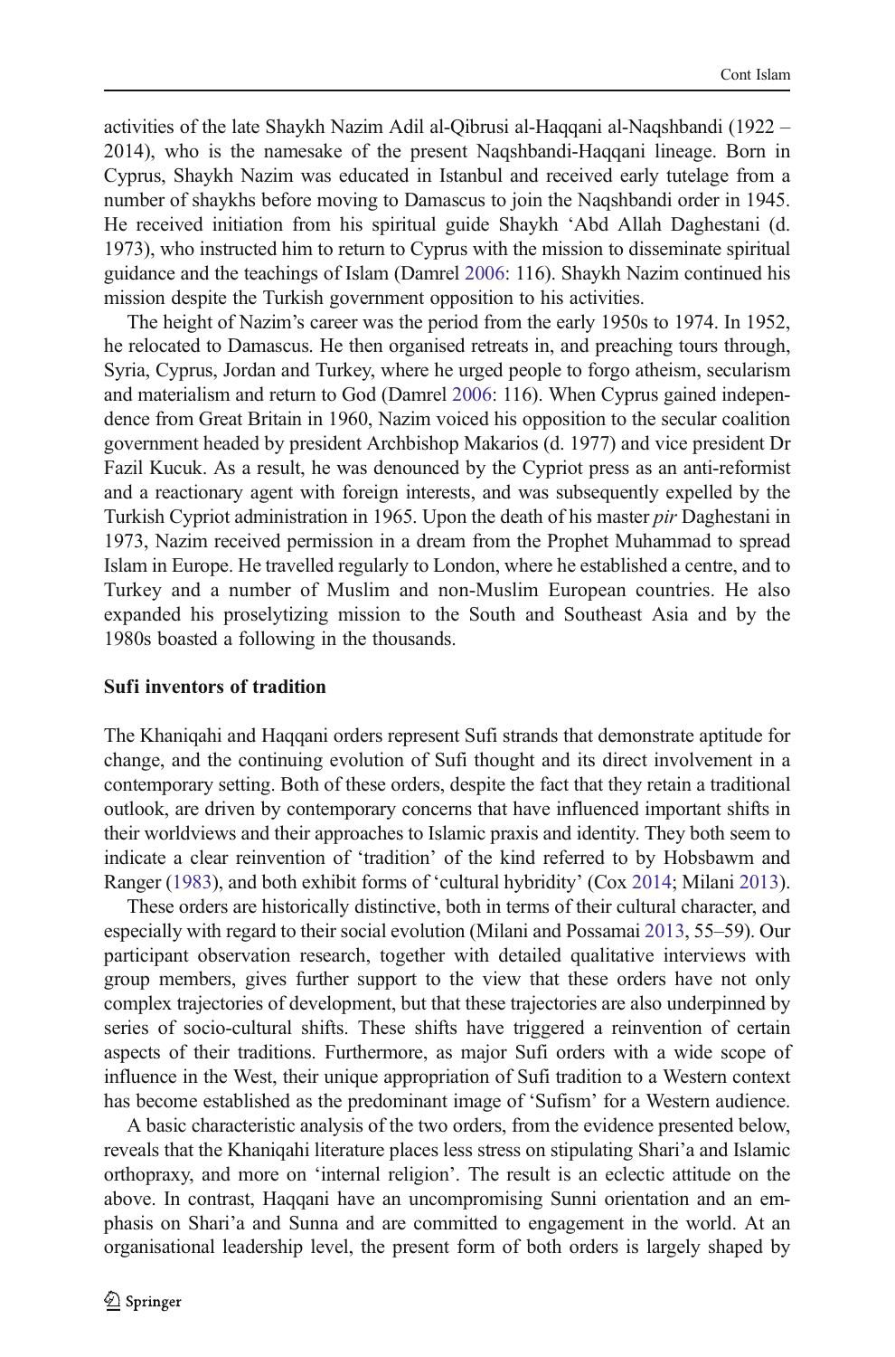activities of the late Shaykh Nazim Adil al-Qibrusi al-Haqqani al-Naqshbandi (1922 – 2014), who is the namesake of the present Naqshbandi-Haqqani lineage. Born in Cyprus, Shaykh Nazim was educated in Istanbul and received early tutelage from a number of shaykhs before moving to Damascus to join the Naqshbandi order in 1945. He received initiation from his spiritual guide Shaykh ʻAbd Allah Daghestani (d. 1973), who instructed him to return to Cyprus with the mission to disseminate spiritual guidance and the teachings of Islam (Damrel 2006: 116). Shaykh Nazim continued his mission despite the Turkish government opposition to his activities.

The height of Nazim's career was the period from the early 1950s to 1974. In 1952, he relocated to Damascus. He then organised retreats in, and preaching tours through, Syria, Cyprus, Jordan and Turkey, where he urged people to forgo atheism, secularism and materialism and return to God (Damrel 2006: 116). When Cyprus gained independence from Great Britain in 1960, Nazim voiced his opposition to the secular coalition government headed by president Archbishop Makarios (d. 1977) and vice president Dr Fazil Kucuk. As a result, he was denounced by the Cypriot press as an anti-reformist and a reactionary agent with foreign interests, and was subsequently expelled by the Turkish Cypriot administration in 1965. Upon the death of his master *pir* Daghestani in 1973, Nazim received permission in a dream from the Prophet Muhammad to spread Islam in Europe. He travelled regularly to London, where he established a centre, and to Turkey and a number of Muslim and non-Muslim European countries. He also expanded his proselytizing mission to the South and Southeast Asia and by the 1980s boasted a following in the thousands.

## Sufi inventors of tradition

The Khaniqahi and Haqqani orders represent Sufi strands that demonstrate aptitude for change, and the continuing evolution of Sufi thought and its direct involvement in a contemporary setting. Both of these orders, despite the fact that they retain a traditional outlook, are driven by contemporary concerns that have influenced important shifts in their worldviews and their approaches to Islamic praxis and identity. They both seem to indicate a clear reinvention of 'tradition' of the kind referred to by Hobsbawm and Ranger (1983), and both exhibit forms of 'cultural hybridity' (Cox 2014; Milani 2013).

These orders are historically distinctive, both in terms of their cultural character, and especially with regard to their social evolution (Milani and Possamai 2013, 55–59). Our participant observation research, together with detailed qualitative interviews with group members, gives further support to the view that these orders have not only complex trajectories of development, but that these trajectories are also underpinned by series of socio-cultural shifts. These shifts have triggered a reinvention of certain aspects of their traditions. Furthermore, as major Sufi orders with a wide scope of influence in the West, their unique appropriation of Sufi tradition to a Western context has become established as the predominant image of 'Sufism' for a Western audience.

A basic characteristic analysis of the two orders, from the evidence presented below, reveals that the Khaniqahi literature places less stress on stipulating Shari'a and Islamic orthopraxy, and more on 'internal religion'. The result is an eclectic attitude on the above. In contrast, Haqqani have an uncompromising Sunni orientation and an emphasis on Shari'a and Sunna and are committed to engagement in the world. At an organisational leadership level, the present form of both orders is largely shaped by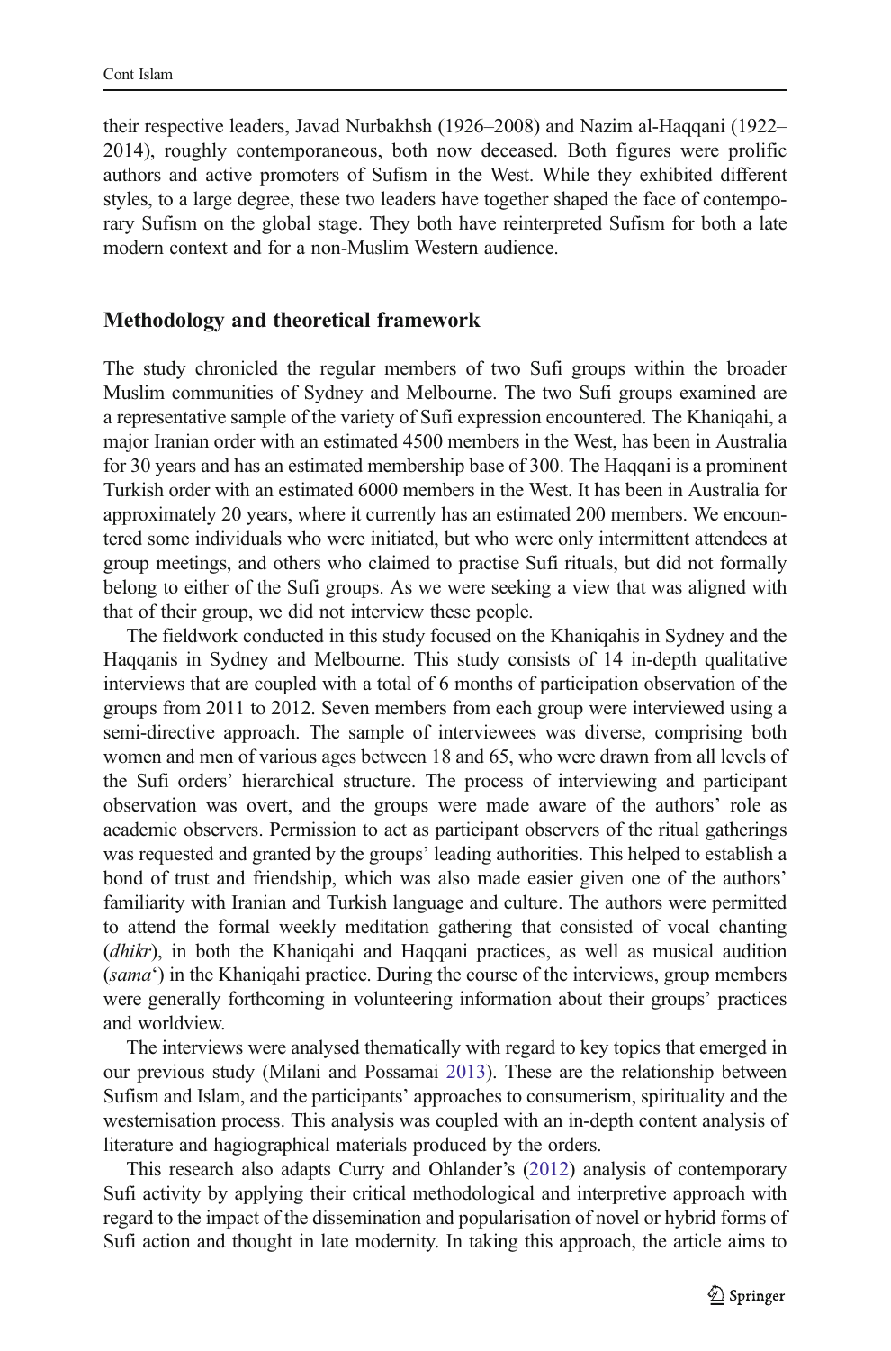their respective leaders, Javad Nurbakhsh (1926–2008) and Nazim al-Haqqani (1922–2014), roughly contemporaneous, both now deceased. Both figures were prolific authors and active promoters of Sufism in the West. While they exhibited different styles, to a large degree, these two leaders have together shaped the face of contemporary Sufism on the global stage. They both have reinterpreted Sufism for both a late modern context and for a non-Muslim Western audience.

## Methodology and theoretical framework

The study chronicled the regular members of two Sufi groups within the broader Muslim communities of Sydney and Melbourne. The two Sufi groups examined are a representative sample of the variety of Sufi expression encountered. The Khaniqahi, a major Iranian order with an estimated 4500 members in the West, has been in Australia for 30 years and has an estimated membership base of 300. The Haqqani is a prominent Turkish order with an estimated 6000 members in the West. It has been in Australia for approximately 20 years, where it currently has an estimated 200 members. We encountered some individuals who were initiated, but who were only intermittent attendees at group meetings, and others who claimed to practise Sufi rituals, but did not formally belong to either of the Sufi groups. As we were seeking a view that was aligned with that of their group, we did not interview these people.

The fieldwork conducted in this study focused on the Khaniqahis in Sydney and the Haqqanis in Sydney and Melbourne. This study consists of 14 in-depth qualitative interviews that are coupled with a total of 6 months of participation observation of the groups from 2011 to 2012. Seven members from each group were interviewed using a semi-directive approach. The sample of interviewees was diverse, comprising both women and men of various ages between 18 and 65, who were drawn from all levels of the Sufi orders' hierarchical structure. The process of interviewing and participant observation was overt, and the groups were made aware of the authors' role as academic observers. Permission to act as participant observers of the ritual gatherings was requested and granted by the groups' leading authorities. This helped to establish a bond of trust and friendship, which was also made easier given one of the authors' familiarity with Iranian and Turkish language and culture. The authors were permitted to attend the formal weekly meditation gathering that consisted of vocal chanting (*dhikr*), in both the Khaniqahi and Haqqani practices, as well as musical audition (*sama*') in the Khaniqahi practice. During the course of the interviews, group members were generally forthcoming in volunteering information about their groups' practices and worldview.

The interviews were analysed thematically with regard to key topics that emerged in our previous study (Milani and Possamai 2013). These are the relationship between Sufism and Islam, and the participants' approaches to consumerism, spirituality and the westernisation process. This analysis was coupled with an in-depth content analysis of literature and hagiographical materials produced by the orders.

This research also adapts Curry and Ohlander's (2012) analysis of contemporary Sufi activity by applying their critical methodological and interpretive approach with regard to the impact of the dissemination and popularisation of novel or hybrid forms of Sufi action and thought in late modernity. In taking this approach, the article aims to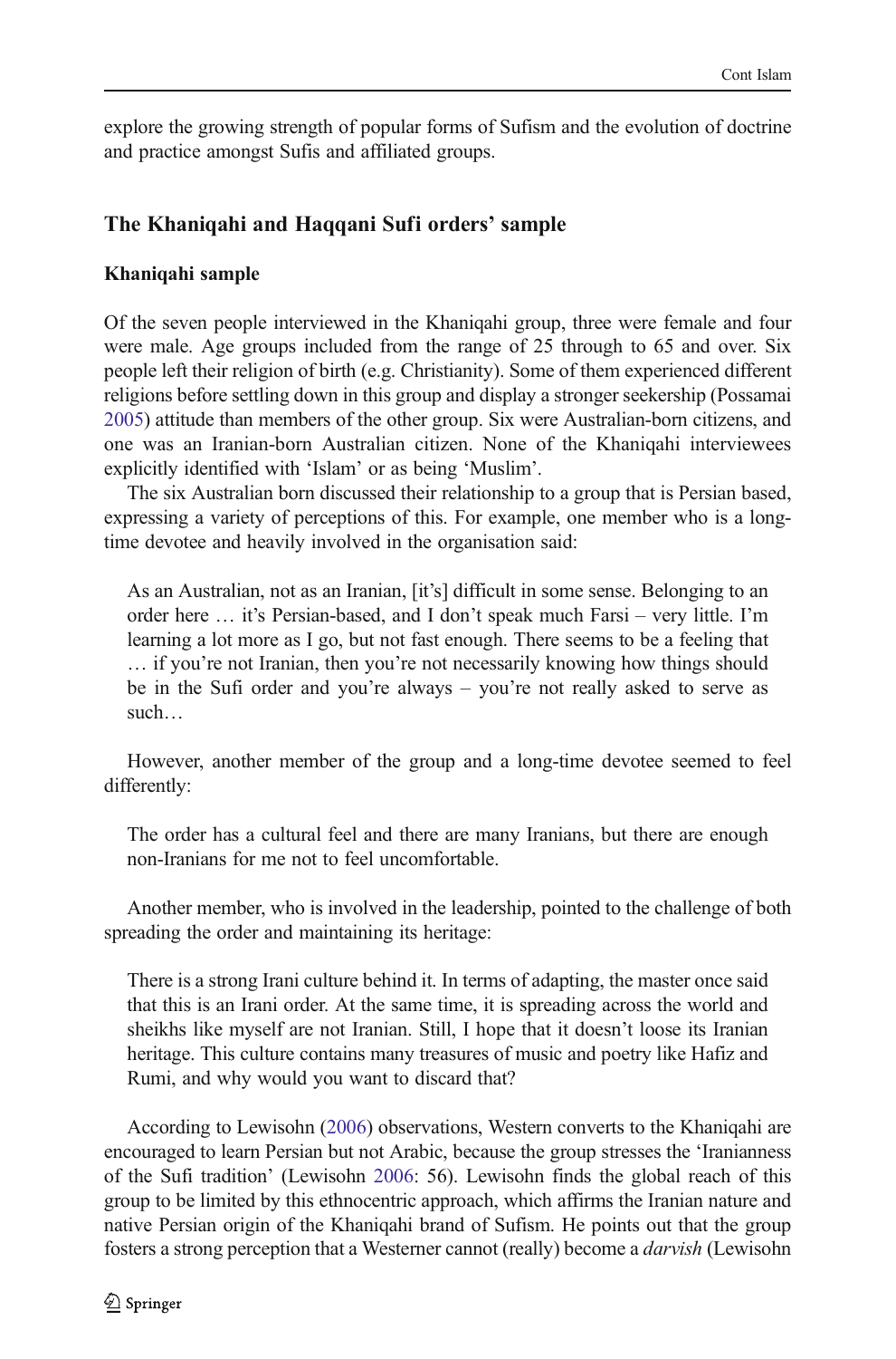explore the growing strength of popular forms of Sufism and the evolution of doctrine and practice amongst Sufis and affiliated groups.

## The Khaniqahi and Haqqani Sufi orders' sample

### Khaniqahi sample

Of the seven people interviewed in the Khaniqahi group, three were female and four were male. Age groups included from the range of 25 through to 65 and over. Six people left their religion of birth (e.g. Christianity). Some of them experienced different religions before settling down in this group and display a stronger seekership (Possamai 2005) attitude than members of the other group. Six were Australian-born citizens, and one was an Iranian-born Australian citizen. None of the Khaniqahi interviewees explicitly identified with 'Islam' or as being 'Muslim'.

The six Australian born discussed their relationship to a group that is Persian based, expressing a variety of perceptions of this. For example, one member who is a long-time devotee and heavily involved in the organisation said:

> As an Australian, not as an Iranian, [it's] difficult in some sense. Belonging to an order here … it's Persian-based, and I don't speak much Farsi – very little. I'm learning a lot more as I go, but not fast enough. There seems to be a feeling that … if you're not Iranian, then you're not necessarily knowing how things should be in the Sufi order and you're always – you're not really asked to serve as such…

However, another member of the group and a long-time devotee seemed to feel differently:

> The order has a cultural feel and there are many Iranians, but there are enough non-Iranians for me not to feel uncomfortable.

Another member, who is involved in the leadership, pointed to the challenge of both spreading the order and maintaining its heritage:

> There is a strong Irani culture behind it. In terms of adapting, the master once said that this is an Irani order. At the same time, it is spreading across the world and sheikhs like myself are not Iranian. Still, I hope that it doesn't loose its Iranian heritage. This culture contains many treasures of music and poetry like Hafiz and Rumi, and why would you want to discard that?

According to Lewisohn (2006) observations, Western converts to the Khaniqahi are encouraged to learn Persian but not Arabic, because the group stresses the 'Iranianness of the Sufi tradition' (Lewisohn 2006: 56). Lewisohn finds the global reach of this group to be limited by this ethnocentric approach, which affirms the Iranian nature and native Persian origin of the Khaniqahi brand of Sufism. He points out that the group fosters a strong perception that a Westerner cannot (really) become a *darvish* (Lewisohn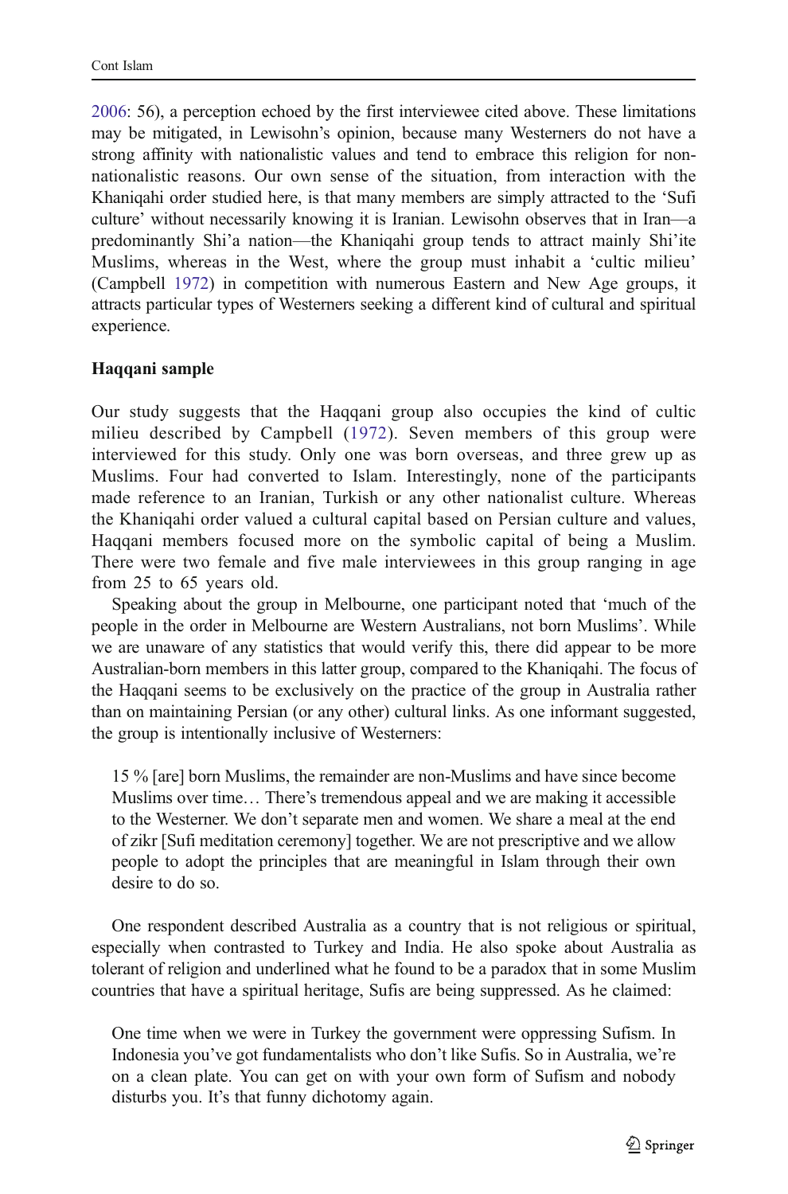2006: 56), a perception echoed by the first interviewee cited above. These limitations may be mitigated, in Lewisohn's opinion, because many Westerners do not have a strong affinity with nationalistic values and tend to embrace this religion for non-nationalistic reasons. Our own sense of the situation, from interaction with the Khaniqahi order studied here, is that many members are simply attracted to the 'Sufi culture' without necessarily knowing it is Iranian. Lewisohn observes that in Iran—a predominantly Shi'a nation—the Khaniqahi group tends to attract mainly Shi'ite Muslims, whereas in the West, where the group must inhabit a 'cultic milieu' (Campbell 1972) in competition with numerous Eastern and New Age groups, it attracts particular types of Westerners seeking a different kind of cultural and spiritual experience.

### Haqqani sample

Our study suggests that the Haqqani group also occupies the kind of cultic milieu described by Campbell (1972). Seven members of this group were interviewed for this study. Only one was born overseas, and three grew up as Muslims. Four had converted to Islam. Interestingly, none of the participants made reference to an Iranian, Turkish or any other nationalist culture. Whereas the Khaniqahi order valued a cultural capital based on Persian culture and values, Haqqani members focused more on the symbolic capital of being a Muslim. There were two female and five male interviewees in this group ranging in age from 25 to 65 years old.

Speaking about the group in Melbourne, one participant noted that 'much of the people in the order in Melbourne are Western Australians, not born Muslims'. While we are unaware of any statistics that would verify this, there did appear to be more Australian-born members in this latter group, compared to the Khaniqahi. The focus of the Haqqani seems to be exclusively on the practice of the group in Australia rather than on maintaining Persian (or any other) cultural links. As one informant suggested, the group is intentionally inclusive of Westerners:

> 15 % [are] born Muslims, the remainder are non-Muslims and have since become Muslims over time… There's tremendous appeal and we are making it accessible to the Westerner. We don't separate men and women. We share a meal at the end of zikr [Sufi meditation ceremony] together. We are not prescriptive and we allow people to adopt the principles that are meaningful in Islam through their own desire to do so.

One respondent described Australia as a country that is not religious or spiritual, especially when contrasted to Turkey and India. He also spoke about Australia as tolerant of religion and underlined what he found to be a paradox that in some Muslim countries that have a spiritual heritage, Sufis are being suppressed. As he claimed:

> One time when we were in Turkey the government were oppressing Sufism. In Indonesia you've got fundamentalists who don't like Sufis. So in Australia, we're on a clean plate. You can get on with your own form of Sufism and nobody disturbs you. It's that funny dichotomy again.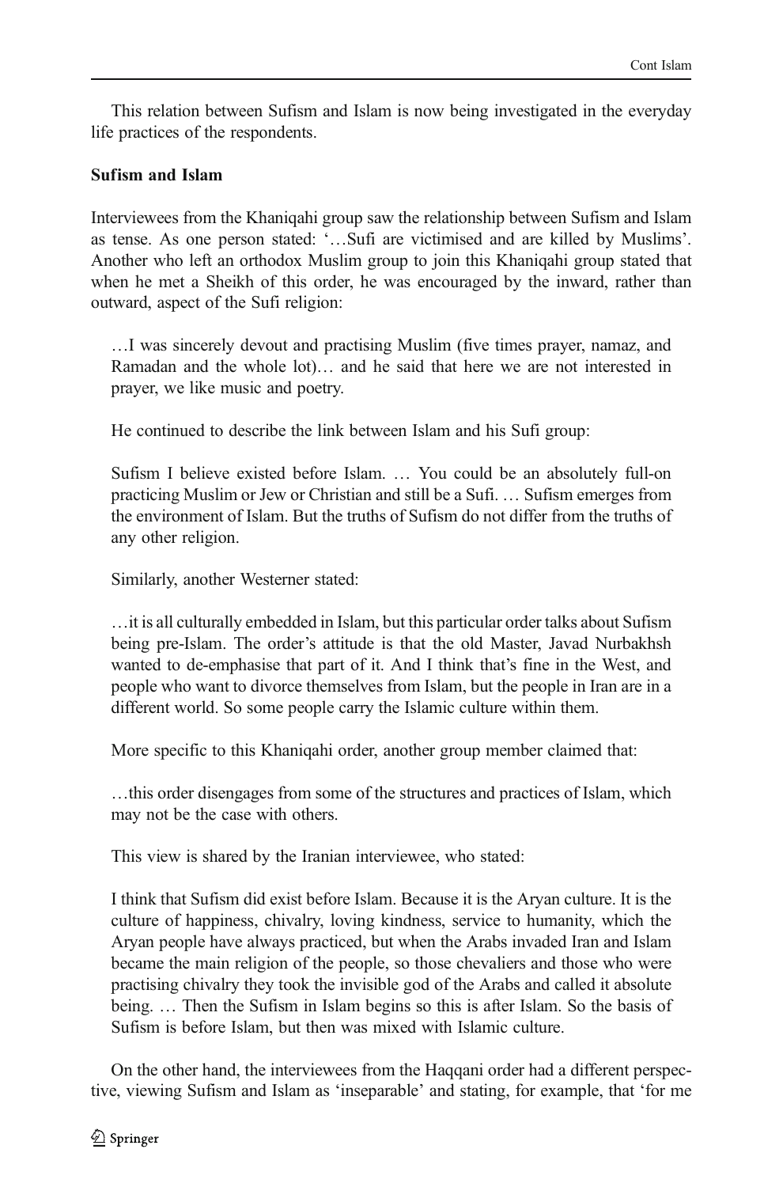This relation between Sufism and Islam is now being investigated in the everyday life practices of the respondents.

**Sufism and Islam**

Interviewees from the Khaniqahi group saw the relationship between Sufism and Islam as tense. As one person stated: '…Sufi are victimised and are killed by Muslims'. Another who left an orthodox Muslim group to join this Khaniqahi group stated that when he met a Sheikh of this order, he was encouraged by the inward, rather than outward, aspect of the Sufi religion:

> …I was sincerely devout and practising Muslim (five times prayer, namaz, and Ramadan and the whole lot)… and he said that here we are not interested in prayer, we like music and poetry.

He continued to describe the link between Islam and his Sufi group:

> Sufism I believe existed before Islam. … You could be an absolutely full-on practicing Muslim or Jew or Christian and still be a Sufi. … Sufism emerges from the environment of Islam. But the truths of Sufism do not differ from the truths of any other religion.

Similarly, another Westerner stated:

> …it is all culturally embedded in Islam, but this particular order talks about Sufism being pre-Islam. The order's attitude is that the old Master, Javad Nurbakhsh wanted to de-emphasise that part of it. And I think that's fine in the West, and people who want to divorce themselves from Islam, but the people in Iran are in a different world. So some people carry the Islamic culture within them.

More specific to this Khaniqahi order, another group member claimed that:

> …this order disengages from some of the structures and practices of Islam, which may not be the case with others.

This view is shared by the Iranian interviewee, who stated:

> I think that Sufism did exist before Islam. Because it is the Aryan culture. It is the culture of happiness, chivalry, loving kindness, service to humanity, which the Aryan people have always practiced, but when the Arabs invaded Iran and Islam became the main religion of the people, so those chevaliers and those who were practising chivalry they took the invisible god of the Arabs and called it absolute being. … Then the Sufism in Islam begins so this is after Islam. So the basis of Sufism is before Islam, but then was mixed with Islamic culture.

On the other hand, the interviewees from the Haqqani order had a different perspective, viewing Sufism and Islam as 'inseparable' and stating, for example, that 'for me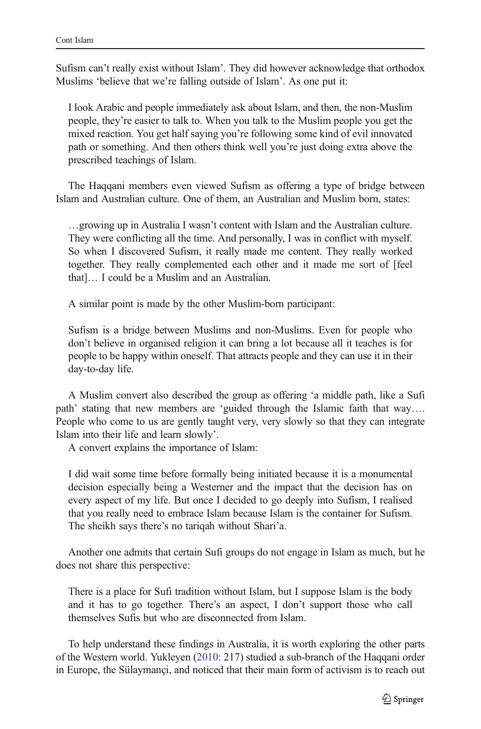Sufism can't really exist without Islam'. They did however acknowledge that orthodox Muslims 'believe that we're falling outside of Islam'. As one put it:

> I look Arabic and people immediately ask about Islam, and then, the non-Muslim people, they're easier to talk to. When you talk to the Muslim people you get the mixed reaction. You get half saying you're following some kind of evil innovated path or something. And then others think well you're just doing extra above the prescribed teachings of Islam.

The Haqqani members even viewed Sufism as offering a type of bridge between Islam and Australian culture. One of them, an Australian and Muslim born, states:

> …growing up in Australia I wasn't content with Islam and the Australian culture. They were conflicting all the time. And personally, I was in conflict with myself. So when I discovered Sufism, it really made me content. They really worked together. They really complemented each other and it made me sort of [feel that]… I could be a Muslim and an Australian.

A similar point is made by the other Muslim-born participant:

> Sufism is a bridge between Muslims and non-Muslims. Even for people who don't believe in organised religion it can bring a lot because all it teaches is for people to be happy within oneself. That attracts people and they can use it in their day-to-day life.

A Muslim convert also described the group as offering 'a middle path, like a Sufi path' stating that new members are 'guided through the Islamic faith that way…. People who come to us are gently taught very, very slowly so that they can integrate Islam into their life and learn slowly'.

A convert explains the importance of Islam:

> I did wait some time before formally being initiated because it is a monumental decision especially being a Westerner and the impact that the decision has on every aspect of my life. But once I decided to go deeply into Sufism, I realised that you really need to embrace Islam because Islam is the container for Sufism. The sheikh says there's no tariqah without Shari'a.

Another one admits that certain Sufi groups do not engage in Islam as much, but he does not share this perspective:

> There is a place for Sufi tradition without Islam, but I suppose Islam is the body and it has to go together. There's an aspect, I don't support those who call themselves Sufis but who are disconnected from Islam.

To help understand these findings in Australia, it is worth exploring the other parts of the Western world. Yukleyen (2010: 217) studied a sub-branch of the Haqqani order in Europe, the Sülaymançi, and noticed that their main form of activism is to reach out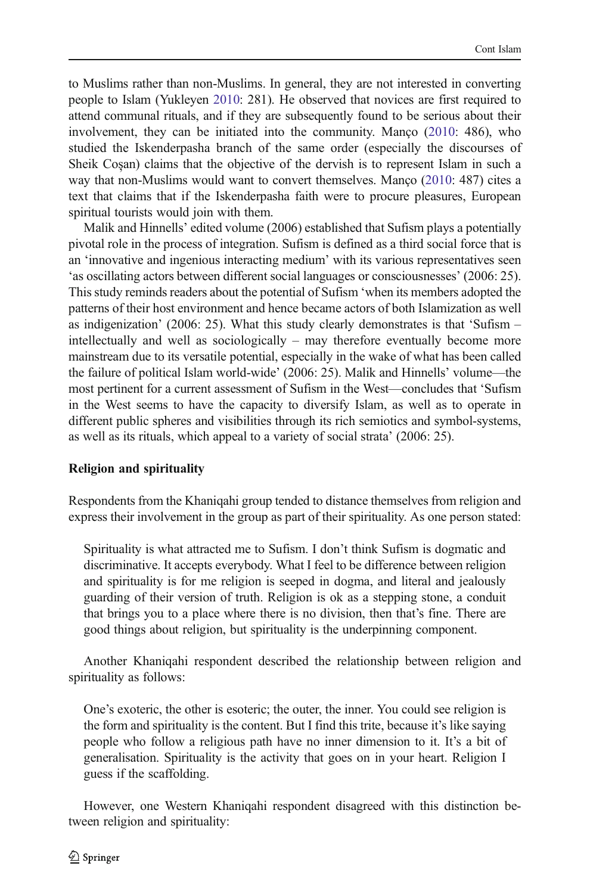to Muslims rather than non-Muslims. In general, they are not interested in converting people to Islam (Yukleyen 2010: 281). He observed that novices are first required to attend communal rituals, and if they are subsequently found to be serious about their involvement, they can be initiated into the community. Manço (2010: 486), who studied the Iskenderpasha branch of the same order (especially the discourses of Sheik Coşan) claims that the objective of the dervish is to represent Islam in such a way that non-Muslims would want to convert themselves. Manço (2010: 487) cites a text that claims that if the Iskenderpasha faith were to procure pleasures, European spiritual tourists would join with them.

Malik and Hinnells' edited volume (2006) established that Sufism plays a potentially pivotal role in the process of integration. Sufism is defined as a third social force that is an 'innovative and ingenious interacting medium' with its various representatives seen 'as oscillating actors between different social languages or consciousnesses' (2006: 25). This study reminds readers about the potential of Sufism 'when its members adopted the patterns of their host environment and hence became actors of both Islamization as well as indigenization' (2006: 25). What this study clearly demonstrates is that 'Sufism – intellectually and well as sociologically – may therefore eventually become more mainstream due to its versatile potential, especially in the wake of what has been called the failure of political Islam world-wide' (2006: 25). Malik and Hinnells' volume—the most pertinent for a current assessment of Sufism in the West—concludes that 'Sufism in the West seems to have the capacity to diversify Islam, as well as to operate in different public spheres and visibilities through its rich semiotics and symbol-systems, as well as its rituals, which appeal to a variety of social strata' (2006: 25).

**Religion and spirituality**

Respondents from the Khaniqahi group tended to distance themselves from religion and express their involvement in the group as part of their spirituality. As one person stated:

> Spirituality is what attracted me to Sufism. I don't think Sufism is dogmatic and discriminative. It accepts everybody. What I feel to be difference between religion and spirituality is for me religion is seeped in dogma, and literal and jealously guarding of their version of truth. Religion is ok as a stepping stone, a conduit that brings you to a place where there is no division, then that's fine. There are good things about religion, but spirituality is the underpinning component.

Another Khaniqahi respondent described the relationship between religion and spirituality as follows:

> One's exoteric, the other is esoteric; the outer, the inner. You could see religion is the form and spirituality is the content. But I find this trite, because it's like saying people who follow a religious path have no inner dimension to it. It's a bit of generalisation. Spirituality is the activity that goes on in your heart. Religion I guess if the scaffolding.

However, one Western Khaniqahi respondent disagreed with this distinction between religion and spirituality: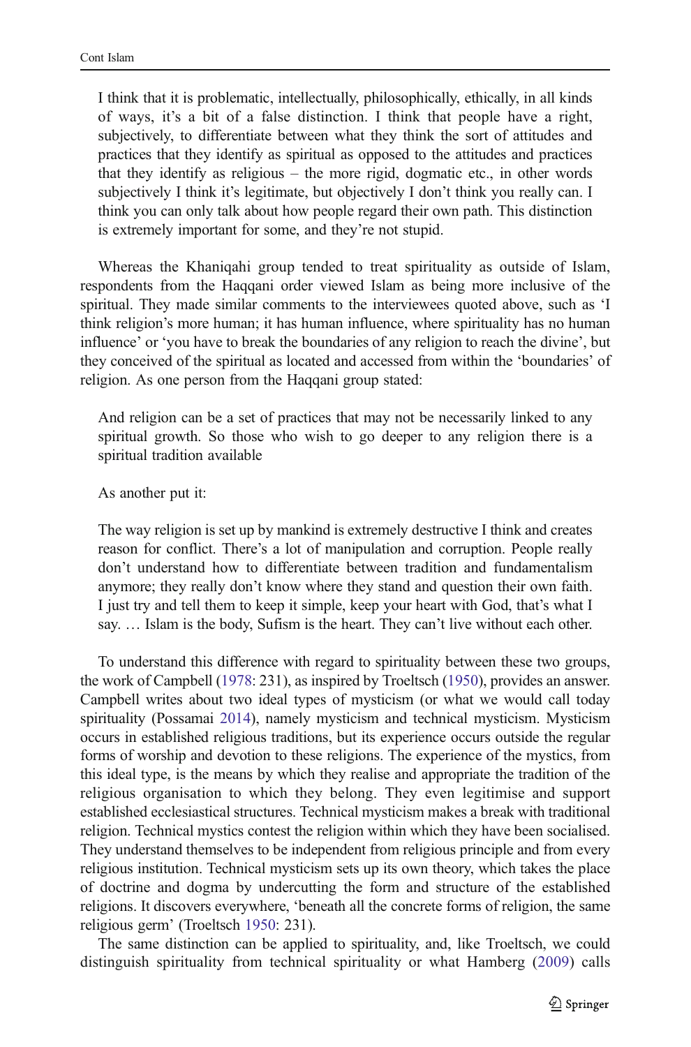> I think that it is problematic, intellectually, philosophically, ethically, in all kinds of ways, it's a bit of a false distinction. I think that people have a right, subjectively, to differentiate between what they think the sort of attitudes and practices that they identify as spiritual as opposed to the attitudes and practices that they identify as religious – the more rigid, dogmatic etc., in other words subjectively I think it's legitimate, but objectively I don't think you really can. I think you can only talk about how people regard their own path. This distinction is extremely important for some, and they're not stupid.

Whereas the Khaniqahi group tended to treat spirituality as outside of Islam, respondents from the Haqqani order viewed Islam as being more inclusive of the spiritual. They made similar comments to the interviewees quoted above, such as 'I think religion's more human; it has human influence, where spirituality has no human influence' or 'you have to break the boundaries of any religion to reach the divine', but they conceived of the spiritual as located and accessed from within the 'boundaries' of religion. As one person from the Haqqani group stated:

> And religion can be a set of practices that may not be necessarily linked to any spiritual growth. So those who wish to go deeper to any religion there is a spiritual tradition available

As another put it:

> The way religion is set up by mankind is extremely destructive I think and creates reason for conflict. There's a lot of manipulation and corruption. People really don't understand how to differentiate between tradition and fundamentalism anymore; they really don't know where they stand and question their own faith. I just try and tell them to keep it simple, keep your heart with God, that's what I say. … Islam is the body, Sufism is the heart. They can't live without each other.

To understand this difference with regard to spirituality between these two groups, the work of Campbell (1978: 231), as inspired by Troeltsch (1950), provides an answer. Campbell writes about two ideal types of mysticism (or what we would call today spirituality (Possamai 2014), namely mysticism and technical mysticism. Mysticism occurs in established religious traditions, but its experience occurs outside the regular forms of worship and devotion to these religions. The experience of the mystics, from this ideal type, is the means by which they realise and appropriate the tradition of the religious organisation to which they belong. They even legitimise and support established ecclesiastical structures. Technical mysticism makes a break with traditional religion. Technical mystics contest the religion within which they have been socialised. They understand themselves to be independent from religious principle and from every religious institution. Technical mysticism sets up its own theory, which takes the place of doctrine and dogma by undercutting the form and structure of the established religions. It discovers everywhere, 'beneath all the concrete forms of religion, the same religious germ' (Troeltsch 1950: 231).

The same distinction can be applied to spirituality, and, like Troeltsch, we could distinguish spirituality from technical spirituality or what Hamberg (2009) calls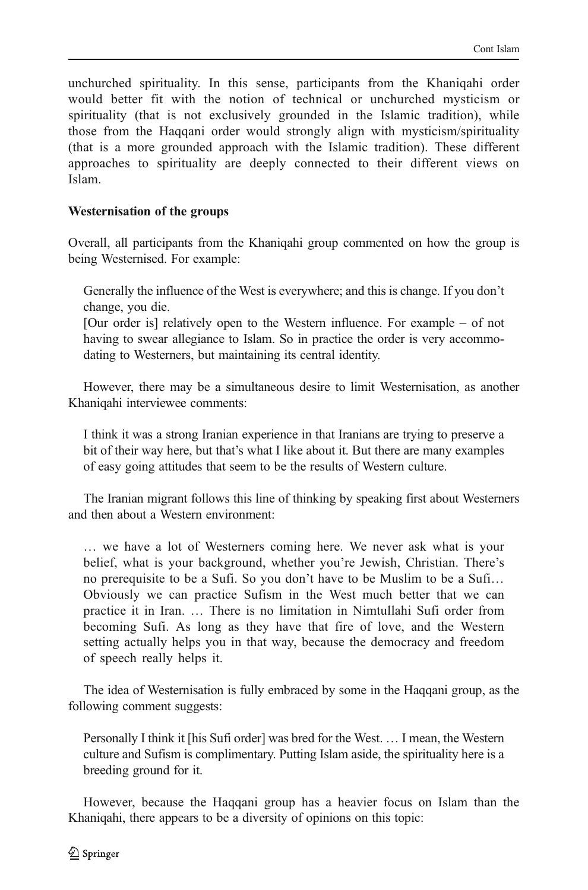unchurched spirituality. In this sense, participants from the Khaniqahi order would better fit with the notion of technical or unchurched mysticism or spirituality (that is not exclusively grounded in the Islamic tradition), while those from the Haqqani order would strongly align with mysticism/spirituality (that is a more grounded approach with the Islamic tradition). These different approaches to spirituality are deeply connected to their different views on Islam.

**Westernisation of the groups**

Overall, all participants from the Khaniqahi group commented on how the group is being Westernised. For example:

> Generally the influence of the West is everywhere; and this is change. If you don't change, you die.
> [Our order is] relatively open to the Western influence. For example – of not having to swear allegiance to Islam. So in practice the order is very accommodating to Westerners, but maintaining its central identity.

However, there may be a simultaneous desire to limit Westernisation, as another Khaniqahi interviewee comments:

> I think it was a strong Iranian experience in that Iranians are trying to preserve a bit of their way here, but that's what I like about it. But there are many examples of easy going attitudes that seem to be the results of Western culture.

The Iranian migrant follows this line of thinking by speaking first about Westerners and then about a Western environment:

> … we have a lot of Westerners coming here. We never ask what is your belief, what is your background, whether you're Jewish, Christian. There's no prerequisite to be a Sufi. So you don't have to be Muslim to be a Sufi… Obviously we can practice Sufism in the West much better that we can practice it in Iran. … There is no limitation in Nimtullahi Sufi order from becoming Sufi. As long as they have that fire of love, and the Western setting actually helps you in that way, because the democracy and freedom of speech really helps it.

The idea of Westernisation is fully embraced by some in the Haqqani group, as the following comment suggests:

> Personally I think it [his Sufi order] was bred for the West. … I mean, the Western culture and Sufism is complimentary. Putting Islam aside, the spirituality here is a breeding ground for it.

However, because the Haqqani group has a heavier focus on Islam than the Khaniqahi, there appears to be a diversity of opinions on this topic: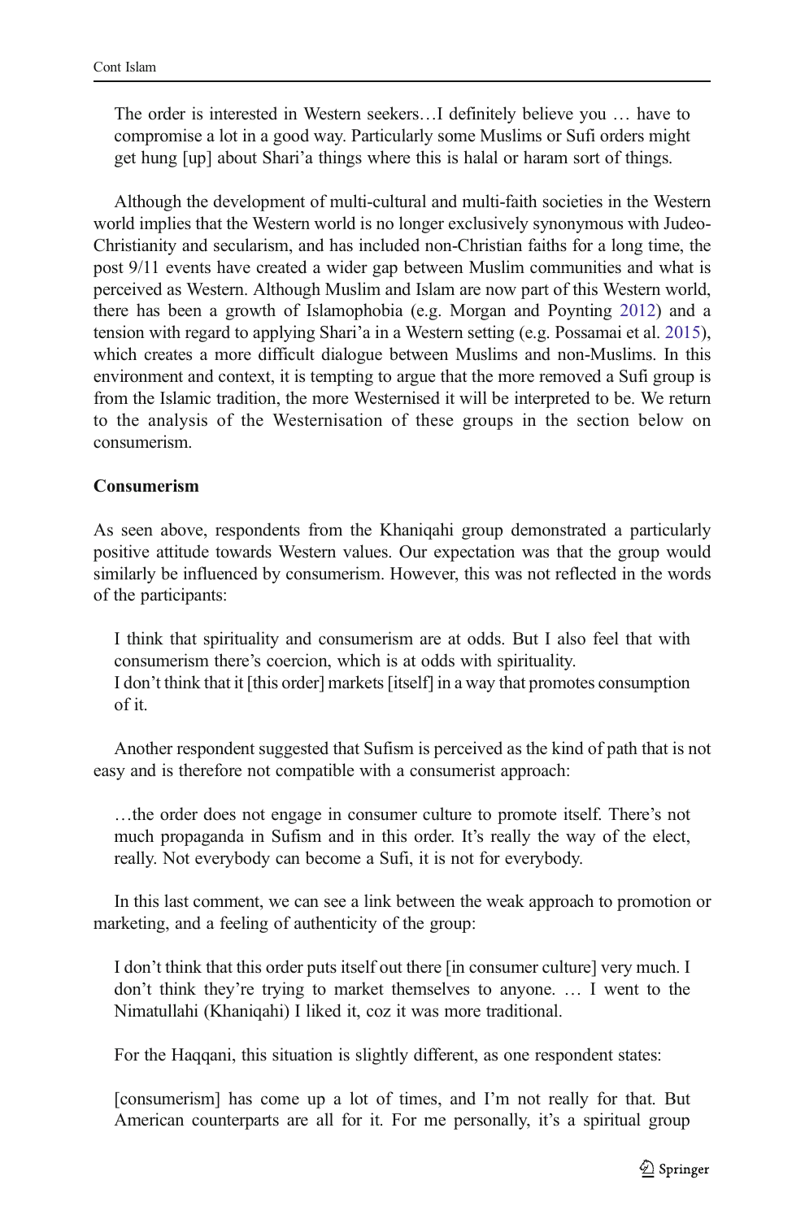> The order is interested in Western seekers…I definitely believe you … have to compromise a lot in a good way. Particularly some Muslims or Sufi orders might get hung [up] about Shari'a things where this is halal or haram sort of things.

Although the development of multi-cultural and multi-faith societies in the Western world implies that the Western world is no longer exclusively synonymous with Judeo-Christianity and secularism, and has included non-Christian faiths for a long time, the post 9/11 events have created a wider gap between Muslim communities and what is perceived as Western. Although Muslim and Islam are now part of this Western world, there has been a growth of Islamophobia (e.g. Morgan and Poynting 2012) and a tension with regard to applying Shari'a in a Western setting (e.g. Possamai et al. 2015), which creates a more difficult dialogue between Muslims and non-Muslims. In this environment and context, it is tempting to argue that the more removed a Sufi group is from the Islamic tradition, the more Westernised it will be interpreted to be. We return to the analysis of the Westernisation of these groups in the section below on consumerism.

**Consumerism**

As seen above, respondents from the Khaniqahi group demonstrated a particularly positive attitude towards Western values. Our expectation was that the group would similarly be influenced by consumerism. However, this was not reflected in the words of the participants:

> I think that spirituality and consumerism are at odds. But I also feel that with consumerism there's coercion, which is at odds with spirituality.
> I don't think that it [this order] markets [itself] in a way that promotes consumption of it.

Another respondent suggested that Sufism is perceived as the kind of path that is not easy and is therefore not compatible with a consumerist approach:

> …the order does not engage in consumer culture to promote itself. There's not much propaganda in Sufism and in this order. It's really the way of the elect, really. Not everybody can become a Sufi, it is not for everybody.

In this last comment, we can see a link between the weak approach to promotion or marketing, and a feeling of authenticity of the group:

> I don't think that this order puts itself out there [in consumer culture] very much. I don't think they're trying to market themselves to anyone. … I went to the Nimatullahi (Khaniqahi) I liked it, coz it was more traditional.

For the Haqqani, this situation is slightly different, as one respondent states:

> [consumerism] has come up a lot of times, and I'm not really for that. But American counterparts are all for it. For me personally, it's a spiritual group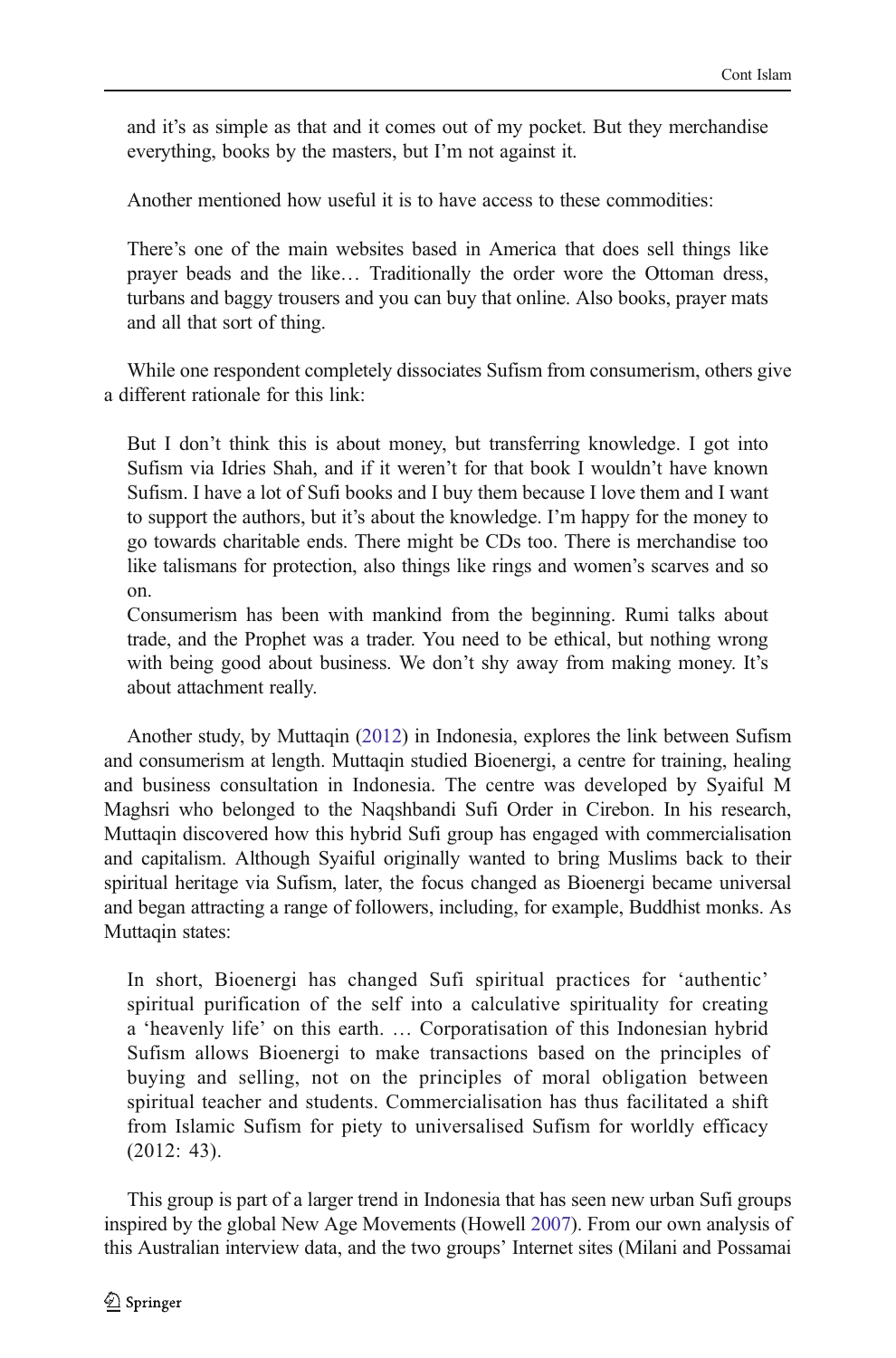and it's as simple as that and it comes out of my pocket. But they merchandise everything, books by the masters, but I'm not against it.

Another mentioned how useful it is to have access to these commodities:

> There's one of the main websites based in America that does sell things like prayer beads and the like… Traditionally the order wore the Ottoman dress, turbans and baggy trousers and you can buy that online. Also books, prayer mats and all that sort of thing.

While one respondent completely dissociates Sufism from consumerism, others give a different rationale for this link:

> But I don't think this is about money, but transferring knowledge. I got into Sufism via Idries Shah, and if it weren't for that book I wouldn't have known Sufism. I have a lot of Sufi books and I buy them because I love them and I want to support the authors, but it's about the knowledge. I'm happy for the money to go towards charitable ends. There might be CDs too. There is merchandise too like talismans for protection, also things like rings and women's scarves and so on.
>
> Consumerism has been with mankind from the beginning. Rumi talks about trade, and the Prophet was a trader. You need to be ethical, but nothing wrong with being good about business. We don't shy away from making money. It's about attachment really.

Another study, by Muttaqin (2012) in Indonesia, explores the link between Sufism and consumerism at length. Muttaqin studied Bioenergi, a centre for training, healing and business consultation in Indonesia. The centre was developed by Syaiful M Maghsri who belonged to the Naqshbandi Sufi Order in Cirebon. In his research, Muttaqin discovered how this hybrid Sufi group has engaged with commercialisation and capitalism. Although Syaiful originally wanted to bring Muslims back to their spiritual heritage via Sufism, later, the focus changed as Bioenergi became universal and began attracting a range of followers, including, for example, Buddhist monks. As Muttaqin states:

> In short, Bioenergi has changed Sufi spiritual practices for 'authentic' spiritual purification of the self into a calculative spirituality for creating a 'heavenly life' on this earth. … Corporatisation of this Indonesian hybrid Sufism allows Bioenergi to make transactions based on the principles of buying and selling, not on the principles of moral obligation between spiritual teacher and students. Commercialisation has thus facilitated a shift from Islamic Sufism for piety to universalised Sufism for worldly efficacy (2012: 43).

This group is part of a larger trend in Indonesia that has seen new urban Sufi groups inspired by the global New Age Movements (Howell 2007). From our own analysis of this Australian interview data, and the two groups' Internet sites (Milani and Possamai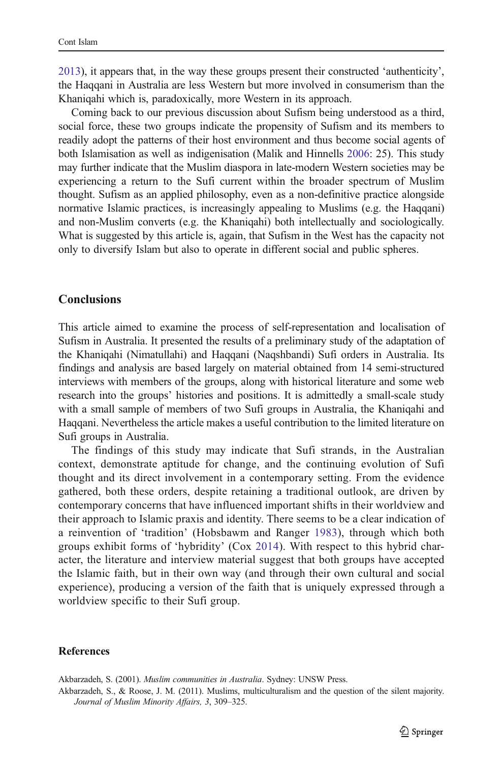2013), it appears that, in the way these groups present their constructed 'authenticity', the Haqqani in Australia are less Western but more involved in consumerism than the Khaniqahi which is, paradoxically, more Western in its approach.

Coming back to our previous discussion about Sufism being understood as a third, social force, these two groups indicate the propensity of Sufism and its members to readily adopt the patterns of their host environment and thus become social agents of both Islamisation as well as indigenisation (Malik and Hinnells 2006: 25). This study may further indicate that the Muslim diaspora in late-modern Western societies may be experiencing a return to the Sufi current within the broader spectrum of Muslim thought. Sufism as an applied philosophy, even as a non-definitive practice alongside normative Islamic practices, is increasingly appealing to Muslims (e.g. the Haqqani) and non-Muslim converts (e.g. the Khaniqahi) both intellectually and sociologically. What is suggested by this article is, again, that Sufism in the West has the capacity not only to diversify Islam but also to operate in different social and public spheres.

## Conclusions

This article aimed to examine the process of self-representation and localisation of Sufism in Australia. It presented the results of a preliminary study of the adaptation of the Khaniqahi (Nimatullahi) and Haqqani (Naqshbandi) Sufi orders in Australia. Its findings and analysis are based largely on material obtained from 14 semi-structured interviews with members of the groups, along with historical literature and some web research into the groups' histories and positions. It is admittedly a small-scale study with a small sample of members of two Sufi groups in Australia, the Khaniqahi and Haqqani. Nevertheless the article makes a useful contribution to the limited literature on Sufi groups in Australia.

The findings of this study may indicate that Sufi strands, in the Australian context, demonstrate aptitude for change, and the continuing evolution of Sufi thought and its direct involvement in a contemporary setting. From the evidence gathered, both these orders, despite retaining a traditional outlook, are driven by contemporary concerns that have influenced important shifts in their worldview and their approach to Islamic praxis and identity. There seems to be a clear indication of a reinvention of 'tradition' (Hobsbawm and Ranger 1983), through which both groups exhibit forms of 'hybridity' (Cox 2014). With respect to this hybrid character, the literature and interview material suggest that both groups have accepted the Islamic faith, but in their own way (and through their own cultural and social experience), producing a version of the faith that is uniquely expressed through a worldview specific to their Sufi group.

## References

Akbarzadeh, S. (2001). *Muslim communities in Australia*. Sydney: UNSW Press.

Akbarzadeh, S., & Roose, J. M. (2011). Muslims, multiculturalism and the question of the silent majority. *Journal of Muslim Minority Affairs, 3*, 309–325.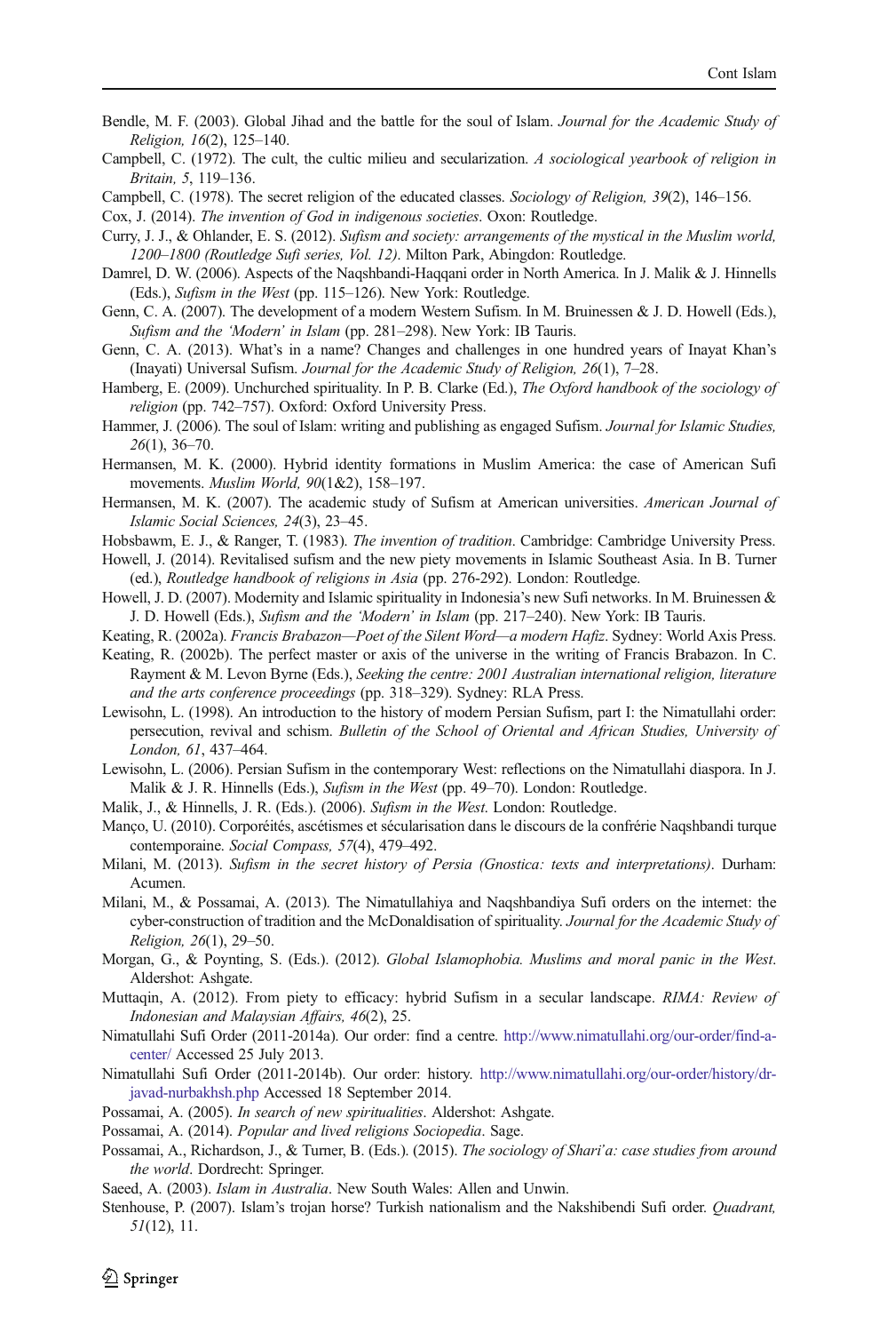Bendle, M. F. (2003). Global Jihad and the battle for the soul of Islam. *Journal for the Academic Study of Religion, 16*(2), 125–140.

Campbell, C. (1972). The cult, the cultic milieu and secularization. *A sociological yearbook of religion in Britain, 5*, 119–136.

Campbell, C. (1978). The secret religion of the educated classes. *Sociology of Religion, 39*(2), 146–156.

Cox, J. (2014). *The invention of God in indigenous societies*. Oxon: Routledge.

Curry, J. J., & Ohlander, E. S. (2012). *Sufism and society: arrangements of the mystical in the Muslim world, 1200–1800 (Routledge Sufi series, Vol. 12)*. Milton Park, Abingdon: Routledge.

Damrel, D. W. (2006). Aspects of the Naqshbandi-Haqqani order in North America. In J. Malik & J. Hinnells (Eds.), *Sufism in the West* (pp. 115–126). New York: Routledge.

Genn, C. A. (2007). The development of a modern Western Sufism. In M. Bruinessen & J. D. Howell (Eds.), *Sufism and the 'Modern' in Islam* (pp. 281–298). New York: IB Tauris.

Genn, C. A. (2013). What's in a name? Changes and challenges in one hundred years of Inayat Khan's (Inayati) Universal Sufism. *Journal for the Academic Study of Religion, 26*(1), 7–28.

Hamberg, E. (2009). Unchurched spirituality. In P. B. Clarke (Ed.), *The Oxford handbook of the sociology of religion* (pp. 742–757). Oxford: Oxford University Press.

Hammer, J. (2006). The soul of Islam: writing and publishing as engaged Sufism. *Journal for Islamic Studies, 26*(1), 36–70.

Hermansen, M. K. (2000). Hybrid identity formations in Muslim America: the case of American Sufi movements. *Muslim World, 90*(1&2), 158–197.

Hermansen, M. K. (2007). The academic study of Sufism at American universities. *American Journal of Islamic Social Sciences, 24*(3), 23–45.

Hobsbawm, E. J., & Ranger, T. (1983). *The invention of tradition*. Cambridge: Cambridge University Press.

Howell, J. (2014). Revitalised sufism and the new piety movements in Islamic Southeast Asia. In B. Turner (ed.), *Routledge handbook of religions in Asia* (pp. 276-292). London: Routledge.

Howell, J. D. (2007). Modernity and Islamic spirituality in Indonesia's new Sufi networks. In M. Bruinessen & J. D. Howell (Eds.), *Sufism and the 'Modern' in Islam* (pp. 217–240). New York: IB Tauris.

Keating, R. (2002a). *Francis Brabazon—Poet of the Silent Word—a modern Hafiz*. Sydney: World Axis Press.

Keating, R. (2002b). The perfect master or axis of the universe in the writing of Francis Brabazon. In C. Rayment & M. Levon Byrne (Eds.), *Seeking the centre: 2001 Australian international religion, literature and the arts conference proceedings* (pp. 318–329). Sydney: RLA Press.

Lewisohn, L. (1998). An introduction to the history of modern Persian Sufism, part I: the Nimatullahi order: persecution, revival and schism. *Bulletin of the School of Oriental and African Studies, University of London, 61*, 437–464.

Lewisohn, L. (2006). Persian Sufism in the contemporary West: reflections on the Nimatullahi diaspora. In J. Malik & J. R. Hinnells (Eds.), *Sufism in the West* (pp. 49–70). London: Routledge.

Malik, J., & Hinnells, J. R. (Eds.). (2006). *Sufism in the West*. London: Routledge.

Manço, U. (2010). Corporéités, ascétismes et sécularisation dans le discours de la confrérie Naqshbandi turque contemporaine. *Social Compass, 57*(4), 479–492.

Milani, M. (2013). *Sufism in the secret history of Persia (Gnostica: texts and interpretations)*. Durham: Acumen.

Milani, M., & Possamai, A. (2013). The Nimatullahiya and Naqshbandiya Sufi orders on the internet: the cyber-construction of tradition and the McDonaldisation of spirituality. *Journal for the Academic Study of Religion, 26*(1), 29–50.

Morgan, G., & Poynting, S. (Eds.). (2012). *Global Islamophobia. Muslims and moral panic in the West*. Aldershot: Ashgate.

Muttaqin, A. (2012). From piety to efficacy: hybrid Sufism in a secular landscape. *RIMA: Review of Indonesian and Malaysian Affairs, 46*(2), 25.

Nimatullahi Sufi Order (2011-2014a). Our order: find a centre. http://www.nimatullahi.org/our-order/find-a-center/ Accessed 25 July 2013.

Nimatullahi Sufi Order (2011-2014b). Our order: history. http://www.nimatullahi.org/our-order/history/dr-javad-nurbakhsh.php Accessed 18 September 2014.

Possamai, A. (2005). *In search of new spiritualities*. Aldershot: Ashgate.

Possamai, A. (2014). *Popular and lived religions Sociopedia*. Sage.

Possamai, A., Richardson, J., & Turner, B. (Eds.). (2015). *The sociology of Shari'a: case studies from around the world*. Dordrecht: Springer.

Saeed, A. (2003). *Islam in Australia*. New South Wales: Allen and Unwin.

Stenhouse, P. (2007). Islam's trojan horse? Turkish nationalism and the Nakshibendi Sufi order. *Quadrant, 51*(12), 11.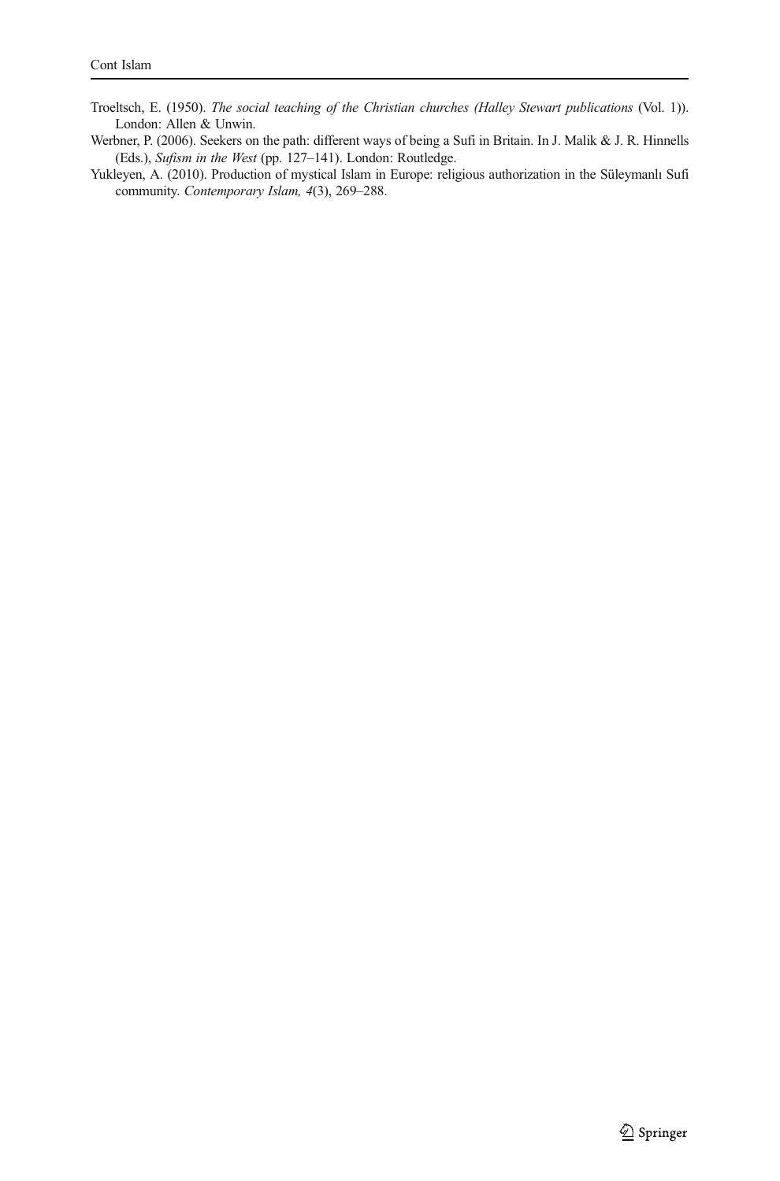Troeltsch, E. (1950). *The social teaching of the Christian churches (Halley Stewart publications* (Vol. 1)). London: Allen & Unwin.

Werbner, P. (2006). Seekers on the path: different ways of being a Sufi in Britain. In J. Malik & J. R. Hinnells (Eds.), *Sufism in the West* (pp. 127–141). London: Routledge.

Yukleyen, A. (2010). Production of mystical Islam in Europe: religious authorization in the Süleymanlı Sufi community. *Contemporary Islam, 4*(3), 269–288.